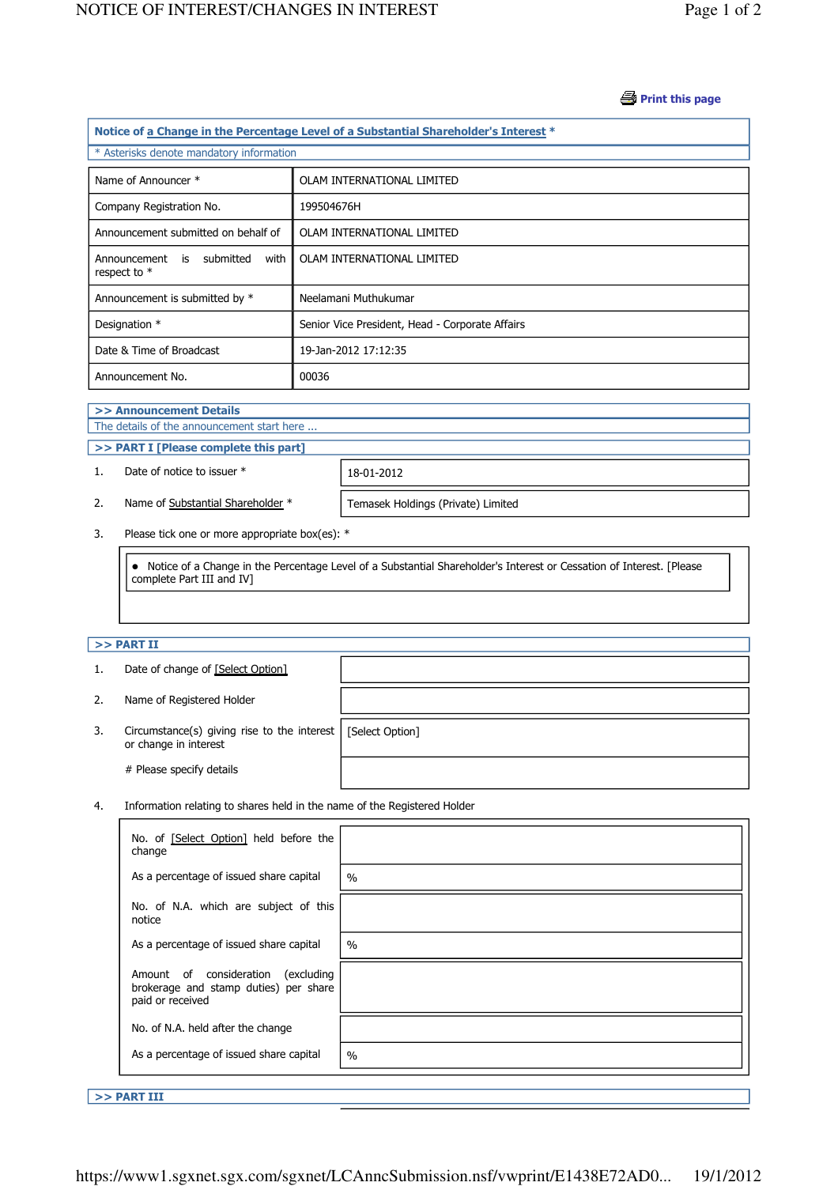Print this page

## Notice of a Change in the Percentage Level of a Substantial Shareholder's Interest *

* Asterisks denote mandatory information

| | |
|---|---|
| Name of Announcer * | OLAM INTERNATIONAL LIMITED |
| Company Registration No. | 199504676H |
| Announcement submitted on behalf of | OLAM INTERNATIONAL LIMITED |
| Announcement is submitted with respect to * | OLAM INTERNATIONAL LIMITED |
| Announcement is submitted by * | Neelamani Muthukumar |
| Designation * | Senior Vice President, Head - Corporate Affairs |
| Date & Time of Broadcast | 19-Jan-2012 17:12:35 |
| Announcement No. | 00036 |

### >> Announcement Details

The details of the announcement start here ...

### >> PART I [Please complete this part]

| | | |
|---|---|---|
| 1. | Date of notice to issuer * | 18-01-2012 |
| 2. | Name of Substantial Shareholder * | Temasek Holdings (Private) Limited |

3. Please tick one or more appropriate box(es): *

- Notice of a Change in the Percentage Level of a Substantial Shareholder's Interest or Cessation of Interest. [Please complete Part III and IV]

### >> PART II

| | | |
|---|---|---|
| 1. | Date of change of [Select Option] | |
| 2. | Name of Registered Holder | |
| 3. | Circumstance(s) giving rise to the interest or change in interest | [Select Option] |
| | # Please specify details | |

4. Information relating to shares held in the name of the Registered Holder

| | |
|---|---|
| No. of [Select Option] held before the change | |
| As a percentage of issued share capital | % |
| No. of N.A. which are subject of this notice | |
| As a percentage of issued share capital | % |
| Amount of consideration (excluding brokerage and stamp duties) per share paid or received | |
| No. of N.A. held after the change | |
| As a percentage of issued share capital | % |

### >> PART III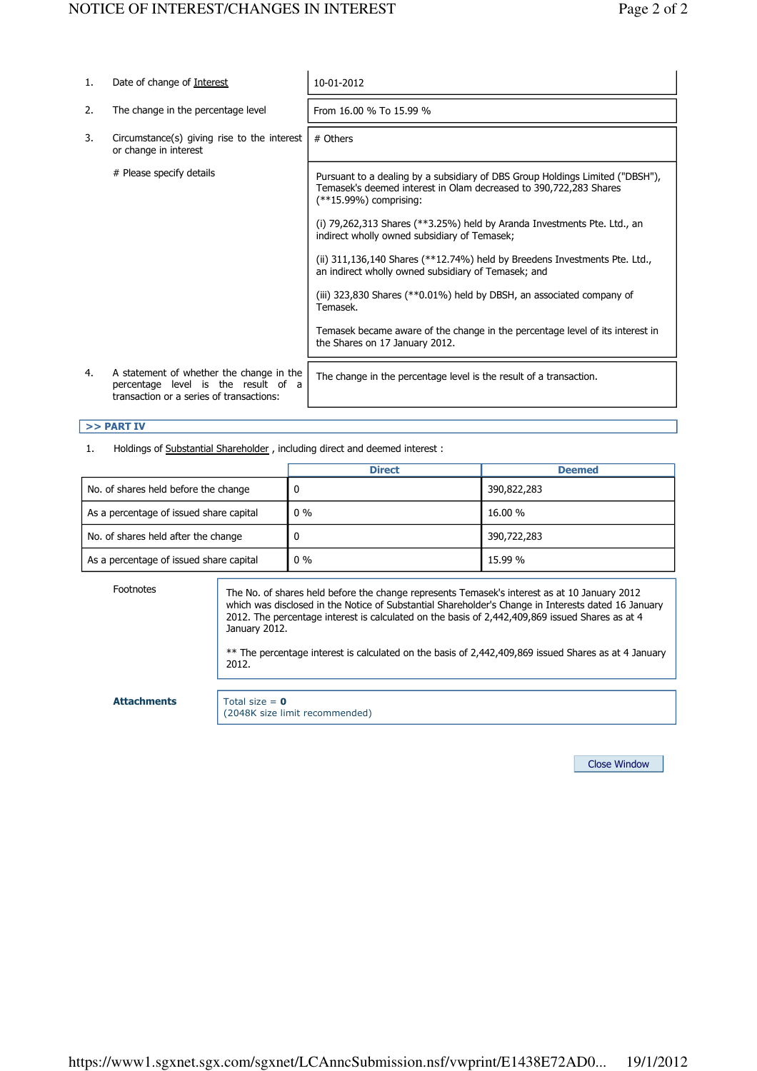| | | |
|---|---|---|
| 1. | Date of change of Interest | 10-01-2012 |
| 2. | The change in the percentage level | From 16.00 % To 15.99 % |
| 3. | Circumstance(s) giving rise to the interest or change in interest | # Others |
| | # Please specify details | Pursuant to a dealing by a subsidiary of DBS Group Holdings Limited ("DBSH"), Temasek's deemed interest in Olam decreased to 390,722,283 Shares (**15.99%) comprising:<br><br>(i) 79,262,313 Shares (**3.25%) held by Aranda Investments Pte. Ltd., an indirect wholly owned subsidiary of Temasek;<br><br>(ii) 311,136,140 Shares (**12.74%) held by Breedens Investments Pte. Ltd., an indirect wholly owned subsidiary of Temasek; and<br><br>(iii) 323,830 Shares (**0.01%) held by DBSH, an associated company of Temasek.<br><br>Temasek became aware of the change in the percentage level of its interest in the Shares on 17 January 2012. |
| 4. | A statement of whether the change in the percentage level is the result of a transaction or a series of transactions: | The change in the percentage level is the result of a transaction. |

## >> PART IV

1. Holdings of Substantial Shareholder , including direct and deemed interest :

| | Direct | Deemed |
|---|---|---|
| No. of shares held before the change | 0 | 390,822,283 |
| As a percentage of issued share capital | 0 % | 16.00 % |
| No. of shares held after the change | 0 | 390,722,283 |
| As a percentage of issued share capital | 0 % | 15.99 % |

**Footnotes**

The No. of shares held before the change represents Temasek's interest as at 10 January 2012 which was disclosed in the Notice of Substantial Shareholder's Change in Interests dated 16 January 2012. The percentage interest is calculated on the basis of 2,442,409,869 issued Shares as at 4 January 2012.

** The percentage interest is calculated on the basis of 2,442,409,869 issued Shares as at 4 January 2012.

**Attachments**

Total size = **0**
(2048K size limit recommended)

Close Window